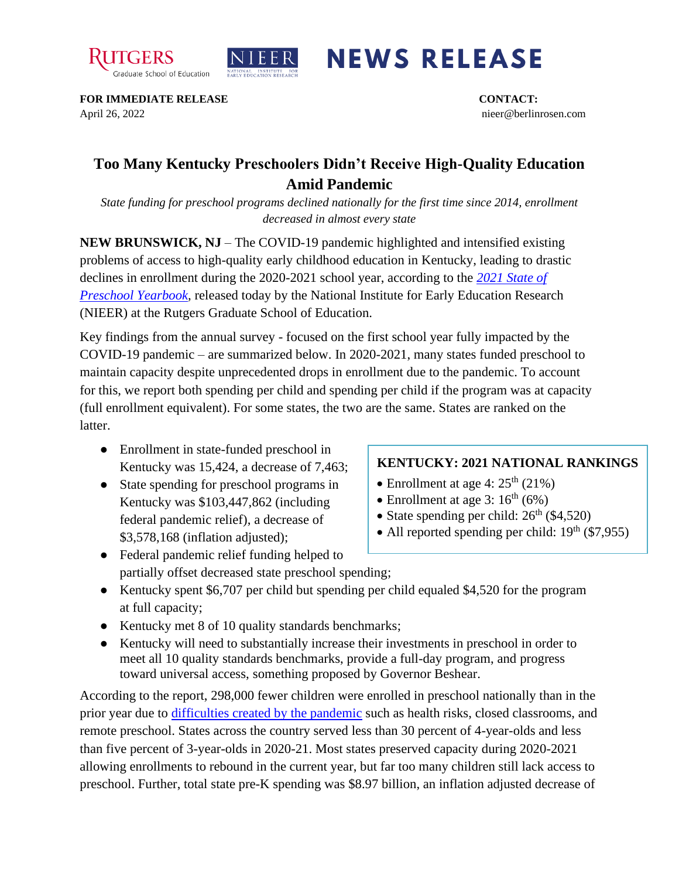**NEWS RELEASE**

**FOR IMMEDIATE RELEASE**
April 26, 2022

**CONTACT:**
nieer@berlinrosen.com

# Too Many Kentucky Preschoolers Didn't Receive High-Quality Education Amid Pandemic

*State funding for preschool programs declined nationally for the first time since 2014, enrollment decreased in almost every state*

**NEW BRUNSWICK, NJ** – The COVID-19 pandemic highlighted and intensified existing problems of access to high-quality early childhood education in Kentucky, leading to drastic declines in enrollment during the 2020-2021 school year, according to the [*2021 State of Preschool Yearbook*](), released today by the National Institute for Early Education Research (NIEER) at the Rutgers Graduate School of Education.

Key findings from the annual survey - focused on the first school year fully impacted by the COVID-19 pandemic – are summarized below. In 2020-2021, many states funded preschool to maintain capacity despite unprecedented drops in enrollment due to the pandemic. To account for this, we report both spending per child and spending per child if the program was at capacity (full enrollment equivalent). For some states, the two are the same. States are ranked on the latter.

- Enrollment in state-funded preschool in Kentucky was 15,424, a decrease of 7,463;
- State spending for preschool programs in Kentucky was $103,447,862 (including federal pandemic relief), a decrease of $3,578,168 (inflation adjusted);
- Federal pandemic relief funding helped to partially offset decreased state preschool spending;
- Kentucky spent $6,707 per child but spending per child equaled $4,520 for the program at full capacity;
- Kentucky met 8 of 10 quality standards benchmarks;
- Kentucky will need to substantially increase their investments in preschool in order to meet all 10 quality standards benchmarks, provide a full-day program, and progress toward universal access, something proposed by Governor Beshear.

**KENTUCKY: 2021 NATIONAL RANKINGS**

- Enrollment at age 4: 25th (21%)
- Enrollment at age 3: 16th (6%)
- State spending per child: 26th ($4,520)
- All reported spending per child: 19th ($7,955)

According to the report, 298,000 fewer children were enrolled in preschool nationally than in the prior year due to [difficulties created by the pandemic]() such as health risks, closed classrooms, and remote preschool. States across the country served less than 30 percent of 4-year-olds and less than five percent of 3-year-olds in 2020-21. Most states preserved capacity during 2020-2021 allowing enrollments to rebound in the current year, but far too many children still lack access to preschool. Further, total state pre-K spending was $8.97 billion, an inflation adjusted decrease of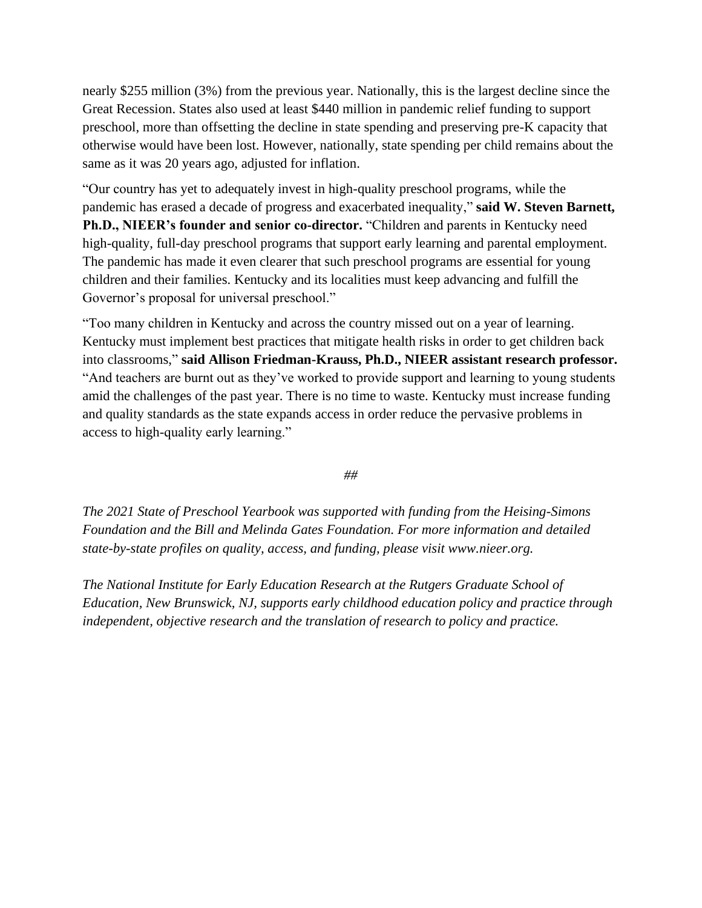nearly $255 million (3%) from the previous year. Nationally, this is the largest decline since the Great Recession. States also used at least $440 million in pandemic relief funding to support preschool, more than offsetting the decline in state spending and preserving pre-K capacity that otherwise would have been lost. However, nationally, state spending per child remains about the same as it was 20 years ago, adjusted for inflation.

"Our country has yet to adequately invest in high-quality preschool programs, while the pandemic has erased a decade of progress and exacerbated inequality," **said W. Steven Barnett, Ph.D., NIEER's founder and senior co-director.** "Children and parents in Kentucky need high-quality, full-day preschool programs that support early learning and parental employment. The pandemic has made it even clearer that such preschool programs are essential for young children and their families. Kentucky and its localities must keep advancing and fulfill the Governor's proposal for universal preschool."

"Too many children in Kentucky and across the country missed out on a year of learning. Kentucky must implement best practices that mitigate health risks in order to get children back into classrooms," **said Allison Friedman-Krauss, Ph.D., NIEER assistant research professor.** "And teachers are burnt out as they've worked to provide support and learning to young students amid the challenges of the past year. There is no time to waste. Kentucky must increase funding and quality standards as the state expands access in order reduce the pervasive problems in access to high-quality early learning."

*##*

*The 2021 State of Preschool Yearbook was supported with funding from the Heising-Simons Foundation and the Bill and Melinda Gates Foundation. For more information and detailed state-by-state profiles on quality, access, and funding, please visit www.nieer.org.*

*The National Institute for Early Education Research at the Rutgers Graduate School of Education, New Brunswick, NJ, supports early childhood education policy and practice through independent, objective research and the translation of research to policy and practice.*